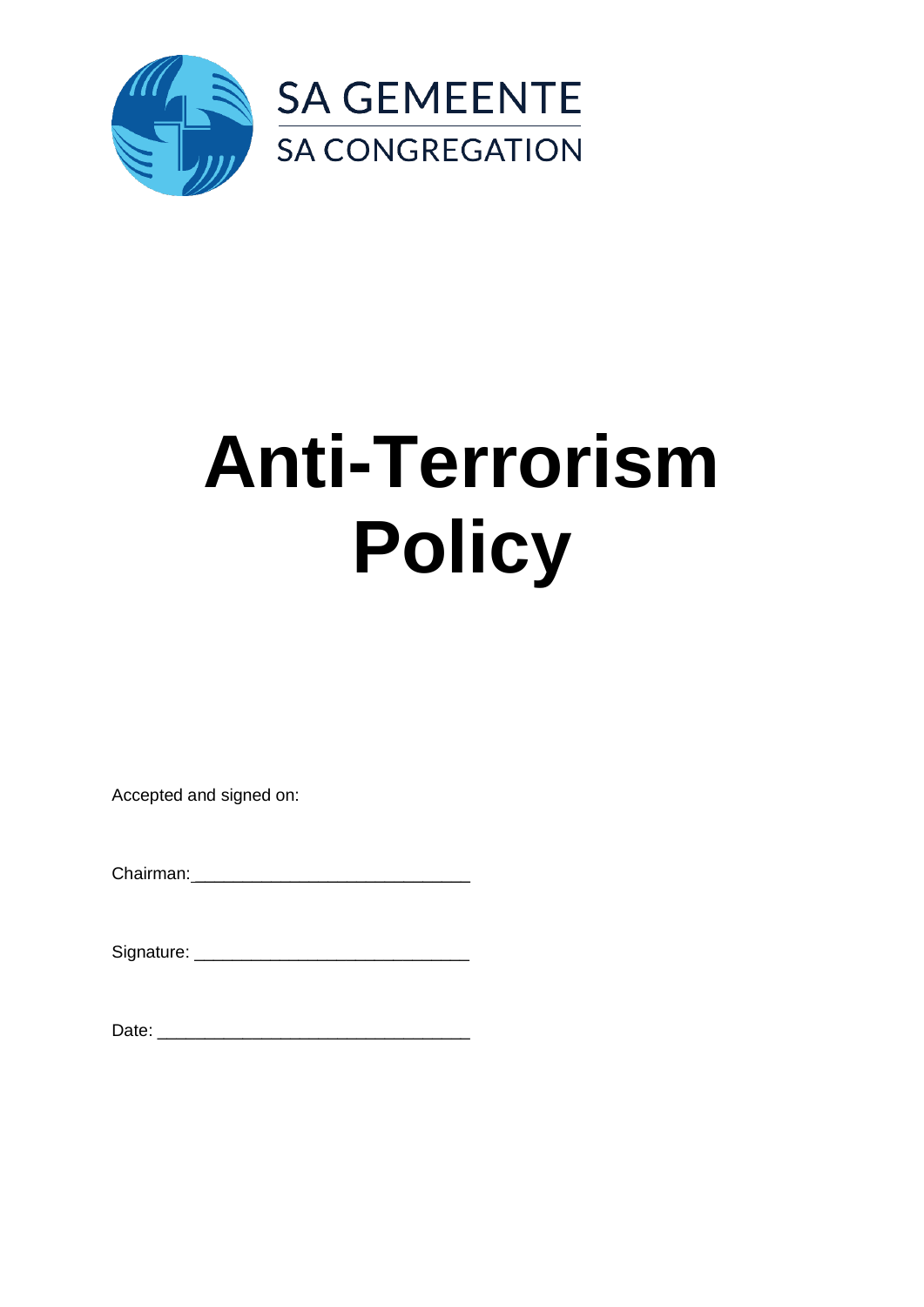SA GEMEENTE
SA CONGREGATION

# Anti-Terrorism Policy

Accepted and signed on:

Chairman:_____________________________

Signature: _____________________________

Date: ________________________________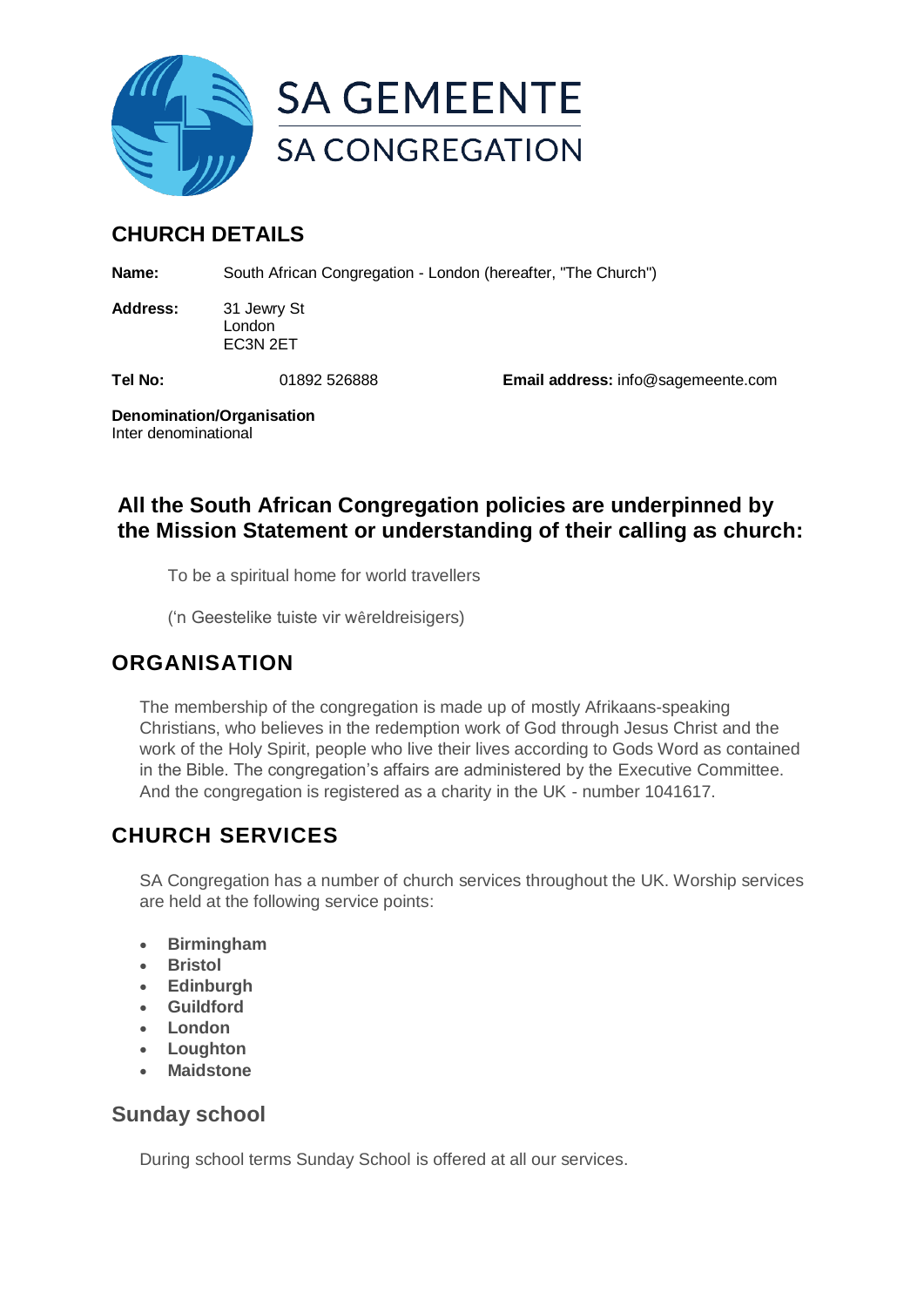SA GEMEENTE

SA CONGREGATION

## CHURCH DETAILS

**Name:** South African Congregation - London (hereafter, "The Church")

**Address:** 31 Jewry St
London
EC3N 2ET

**Tel No:** 01892 526888 **Email address:** info@sagemeente.com

**Denomination/Organisation**
Inter denominational

## All the South African Congregation policies are underpinned by the Mission Statement or understanding of their calling as church:

To be a spiritual home for world travellers

('n Geestelike tuiste vir wêreldreisigers)

## ORGANISATION

The membership of the congregation is made up of mostly Afrikaans-speaking Christians, who believes in the redemption work of God through Jesus Christ and the work of the Holy Spirit, people who live their lives according to Gods Word as contained in the Bible. The congregation's affairs are administered by the Executive Committee. And the congregation is registered as a charity in the UK - number 1041617.

## CHURCH SERVICES

SA Congregation has a number of church services throughout the UK. Worship services are held at the following service points:

- **Birmingham**
- **Bristol**
- **Edinburgh**
- **Guildford**
- **London**
- **Loughton**
- **Maidstone**

### Sunday school

During school terms Sunday School is offered at all our services.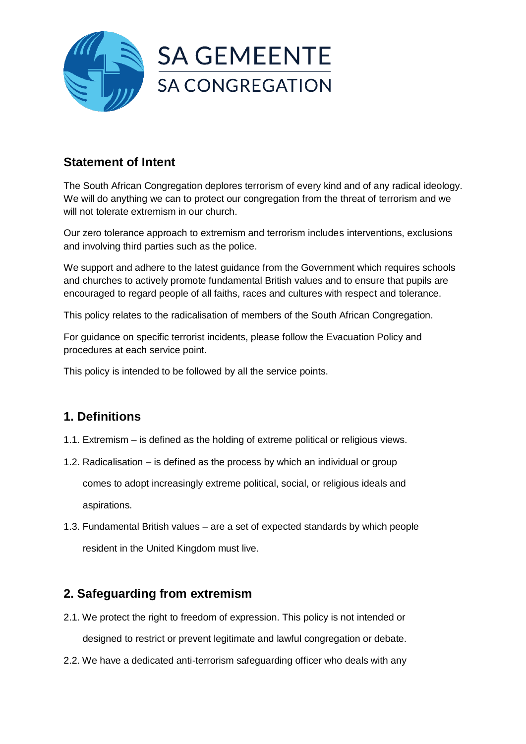SA GEMEENTE

SA CONGREGATION

## Statement of Intent

The South African Congregation deplores terrorism of every kind and of any radical ideology. We will do anything we can to protect our congregation from the threat of terrorism and we will not tolerate extremism in our church.

Our zero tolerance approach to extremism and terrorism includes interventions, exclusions and involving third parties such as the police.

We support and adhere to the latest guidance from the Government which requires schools and churches to actively promote fundamental British values and to ensure that pupils are encouraged to regard people of all faiths, races and cultures with respect and tolerance.

This policy relates to the radicalisation of members of the South African Congregation.

For guidance on specific terrorist incidents, please follow the Evacuation Policy and procedures at each service point.

This policy is intended to be followed by all the service points.

## 1. Definitions

1.1. Extremism – is defined as the holding of extreme political or religious views.

1.2. Radicalisation – is defined as the process by which an individual or group comes to adopt increasingly extreme political, social, or religious ideals and aspirations.

1.3. Fundamental British values – are a set of expected standards by which people resident in the United Kingdom must live.

## 2. Safeguarding from extremism

2.1. We protect the right to freedom of expression. This policy is not intended or designed to restrict or prevent legitimate and lawful congregation or debate.

2.2. We have a dedicated anti-terrorism safeguarding officer who deals with any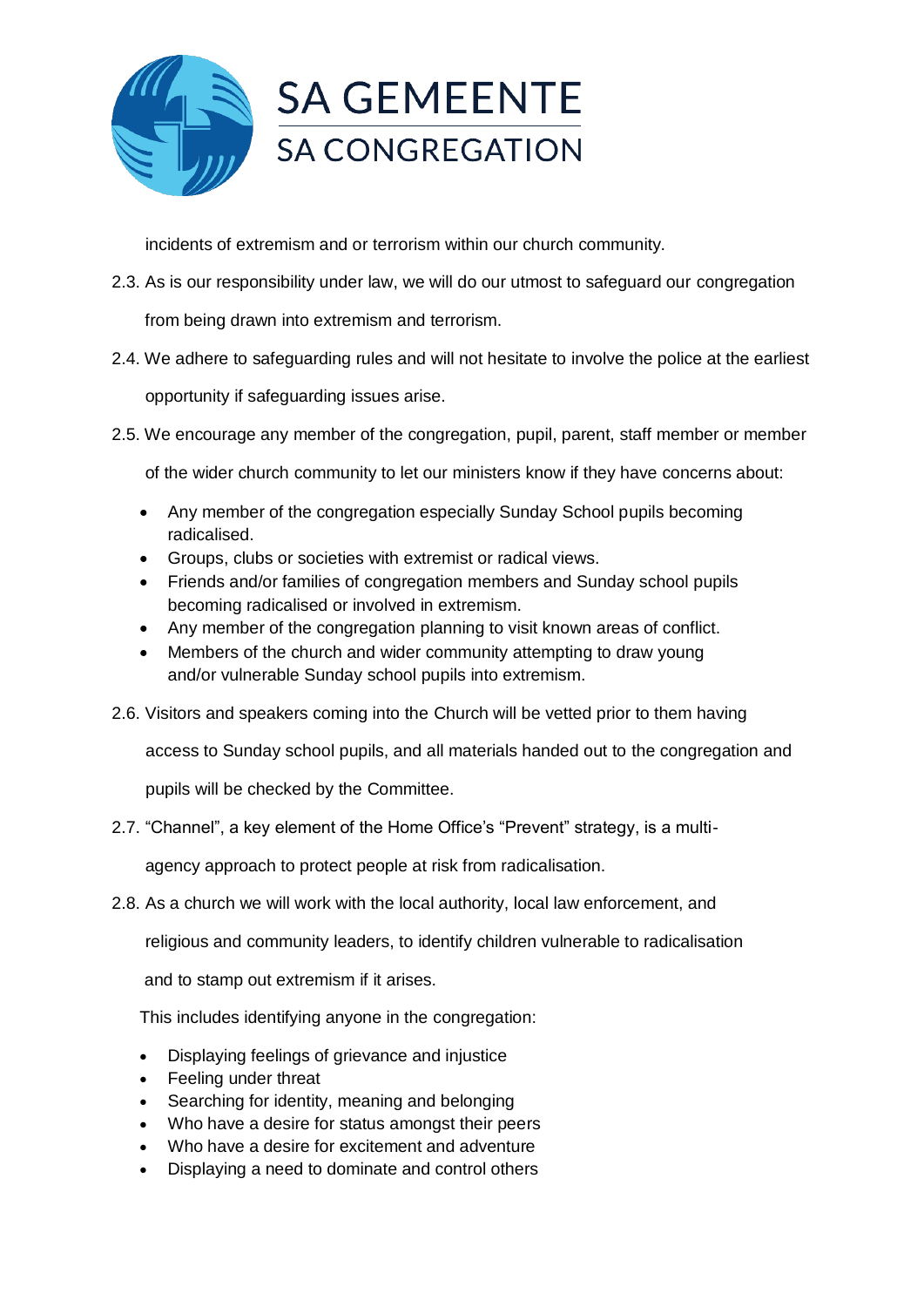incidents of extremism and or terrorism within our church community.

2.3. As is our responsibility under law, we will do our utmost to safeguard our congregation from being drawn into extremism and terrorism.

2.4. We adhere to safeguarding rules and will not hesitate to involve the police at the earliest opportunity if safeguarding issues arise.

2.5. We encourage any member of the congregation, pupil, parent, staff member or member of the wider church community to let our ministers know if they have concerns about:

- Any member of the congregation especially Sunday School pupils becoming radicalised.
- Groups, clubs or societies with extremist or radical views.
- Friends and/or families of congregation members and Sunday school pupils becoming radicalised or involved in extremism.
- Any member of the congregation planning to visit known areas of conflict.
- Members of the church and wider community attempting to draw young and/or vulnerable Sunday school pupils into extremism.

2.6. Visitors and speakers coming into the Church will be vetted prior to them having access to Sunday school pupils, and all materials handed out to the congregation and pupils will be checked by the Committee.

2.7. "Channel", a key element of the Home Office's "Prevent" strategy, is a multi-agency approach to protect people at risk from radicalisation.

2.8. As a church we will work with the local authority, local law enforcement, and religious and community leaders, to identify children vulnerable to radicalisation and to stamp out extremism if it arises.

This includes identifying anyone in the congregation:

- Displaying feelings of grievance and injustice
- Feeling under threat
- Searching for identity, meaning and belonging
- Who have a desire for status amongst their peers
- Who have a desire for excitement and adventure
- Displaying a need to dominate and control others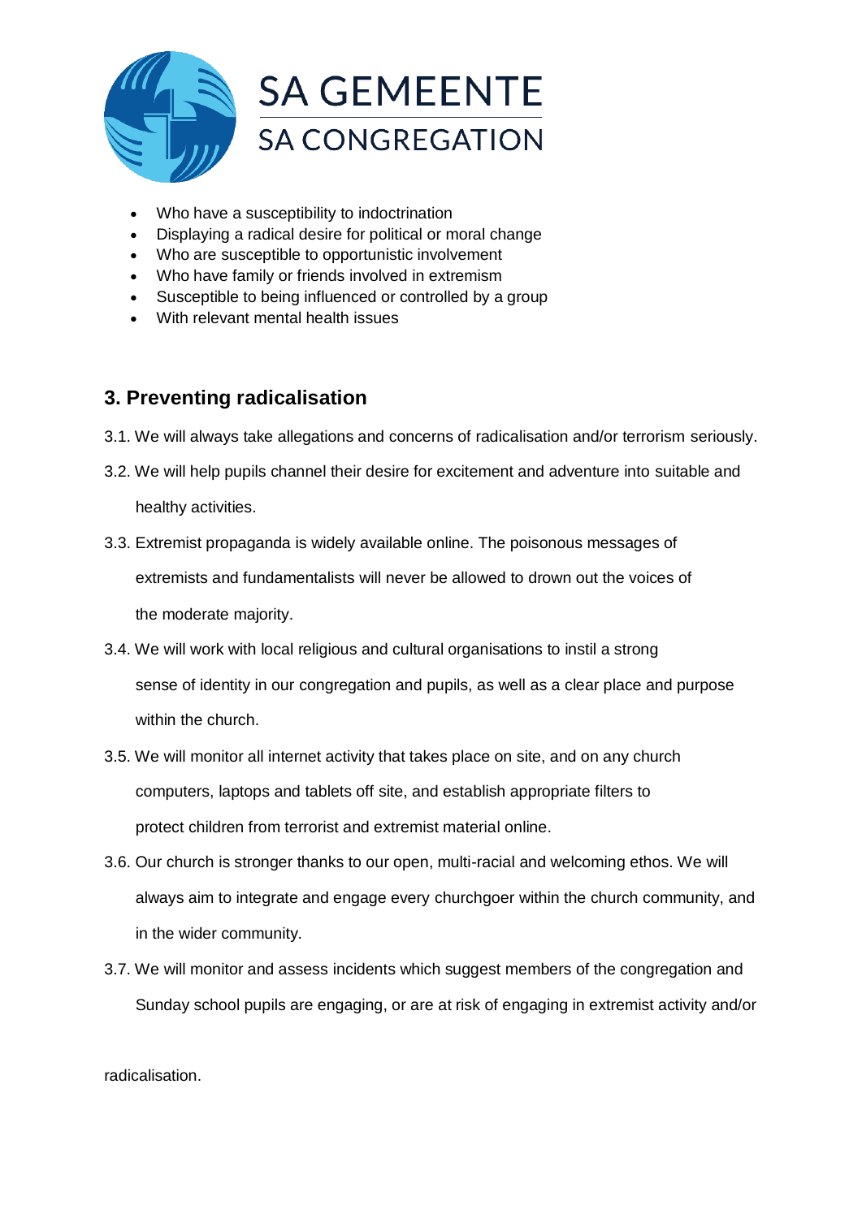- Who have a susceptibility to indoctrination
- Displaying a radical desire for political or moral change
- Who are susceptible to opportunistic involvement
- Who have family or friends involved in extremism
- Susceptible to being influenced or controlled by a group
- With relevant mental health issues

## 3. Preventing radicalisation

3.1. We will always take allegations and concerns of radicalisation and/or terrorism seriously.

3.2. We will help pupils channel their desire for excitement and adventure into suitable and healthy activities.

3.3. Extremist propaganda is widely available online. The poisonous messages of extremists and fundamentalists will never be allowed to drown out the voices of the moderate majority.

3.4. We will work with local religious and cultural organisations to instil a strong sense of identity in our congregation and pupils, as well as a clear place and purpose within the church.

3.5. We will monitor all internet activity that takes place on site, and on any church computers, laptops and tablets off site, and establish appropriate filters to protect children from terrorist and extremist material online.

3.6. Our church is stronger thanks to our open, multi-racial and welcoming ethos. We will always aim to integrate and engage every churchgoer within the church community, and in the wider community.

3.7. We will monitor and assess incidents which suggest members of the congregation and Sunday school pupils are engaging, or are at risk of engaging in extremist activity and/or radicalisation.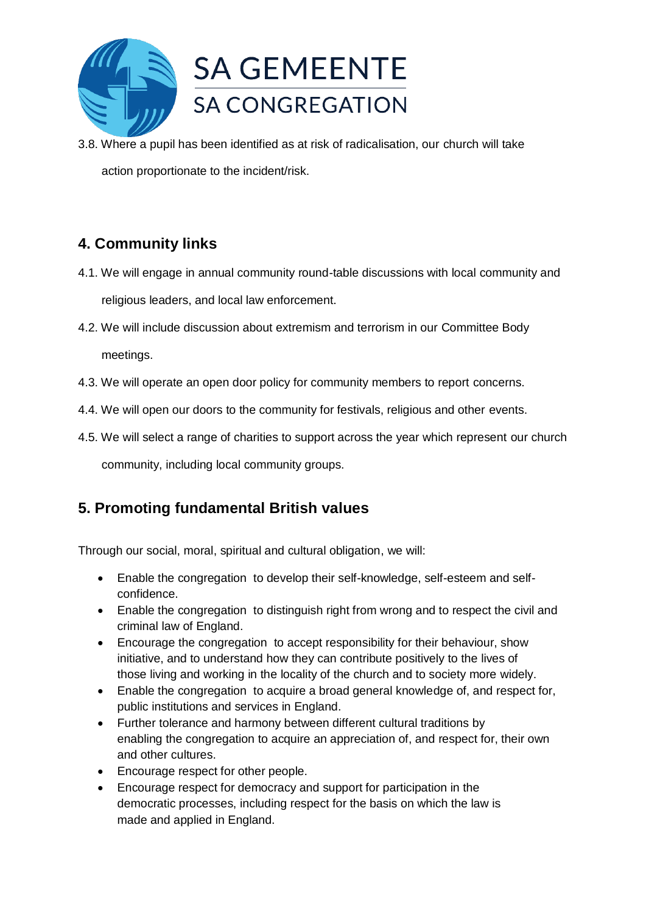3.8. Where a pupil has been identified as at risk of radicalisation, our church will take action proportionate to the incident/risk.

## 4. Community links

4.1. We will engage in annual community round-table discussions with local community and religious leaders, and local law enforcement.

4.2. We will include discussion about extremism and terrorism in our Committee Body meetings.

4.3. We will operate an open door policy for community members to report concerns.

4.4. We will open our doors to the community for festivals, religious and other events.

4.5. We will select a range of charities to support across the year which represent our church community, including local community groups.

## 5. Promoting fundamental British values

Through our social, moral, spiritual and cultural obligation, we will:

- Enable the congregation to develop their self-knowledge, self-esteem and self-confidence.
- Enable the congregation to distinguish right from wrong and to respect the civil and criminal law of England.
- Encourage the congregation to accept responsibility for their behaviour, show initiative, and to understand how they can contribute positively to the lives of those living and working in the locality of the church and to society more widely.
- Enable the congregation to acquire a broad general knowledge of, and respect for, public institutions and services in England.
- Further tolerance and harmony between different cultural traditions by enabling the congregation to acquire an appreciation of, and respect for, their own and other cultures.
- Encourage respect for other people.
- Encourage respect for democracy and support for participation in the democratic processes, including respect for the basis on which the law is made and applied in England.